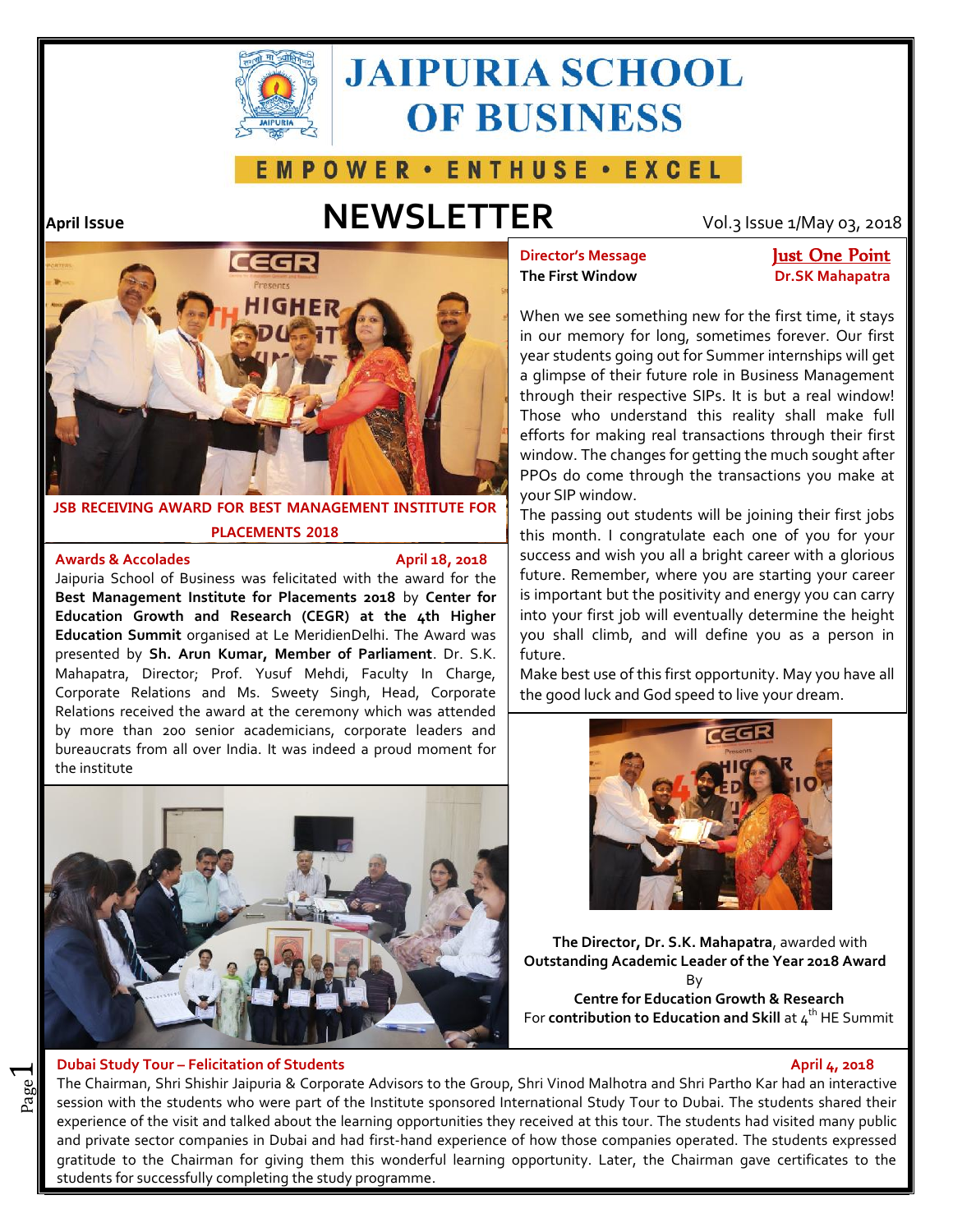# JAIPURIA SCHOOL OF BUSINESS

**EMPOWER • ENTHUSE • EXCEL**

**April Issue**

# NEWSLETTER

Vol.3 Issue 1/May 03, 2018

**JSB RECEIVING AWARD FOR BEST MANAGEMENT INSTITUTE FOR PLACEMENTS 2018**

### Awards & Accolades

**April 18, 2018**

Jaipuria School of Business was felicitated with the award for the **Best Management Institute for Placements 2018** by **Center for Education Growth and Research (CEGR) at the 4th Higher Education Summit** organised at Le MeridienDelhi. The Award was presented by **Sh. Arun Kumar, Member of Parliament**. Dr. S.K. Mahapatra, Director; Prof. Yusuf Mehdi, Faculty In Charge, Corporate Relations and Ms. Sweety Singh, Head, Corporate Relations received the award at the ceremony which was attended by more than 200 senior academicians, corporate leaders and bureaucrats from all over India. It was indeed a proud moment for the institute

### Director's Message

**The First Window**

**Just One Point**
**Dr.SK Mahapatra**

When we see something new for the first time, it stays in our memory for long, sometimes forever. Our first year students going out for Summer internships will get a glimpse of their future role in Business Management through their respective SIPs. It is but a real window! Those who understand this reality shall make full efforts for making real transactions through their first window. The changes for getting the much sought after PPOs do come through the transactions you make at your SIP window.

The passing out students will be joining their first jobs this month. I congratulate each one of you for your success and wish you all a bright career with a glorious future. Remember, where you are starting your career is important but the positivity and energy you can carry into your first job will eventually determine the height you shall climb, and will define you as a person in future.

Make best use of this first opportunity. May you have all the good luck and God speed to live your dream.

**The Director, Dr. S.K. Mahapatra**, awarded with **Outstanding Academic Leader of the Year 2018 Award** By **Centre for Education Growth & Research** For **contribution to Education and Skill** at 4th HE Summit

### Dubai Study Tour – Felicitation of Students

**April 4, 2018**

The Chairman, Shri Shishir Jaipuria & Corporate Advisors to the Group, Shri Vinod Malhotra and Shri Partho Kar had an interactive session with the students who were part of the Institute sponsored International Study Tour to Dubai. The students shared their experience of the visit and talked about the learning opportunities they received at this tour. The students had visited many public and private sector companies in Dubai and had first-hand experience of how those companies operated. The students expressed gratitude to the Chairman for giving them this wonderful learning opportunity. Later, the Chairman gave certificates to the students for successfully completing the study programme.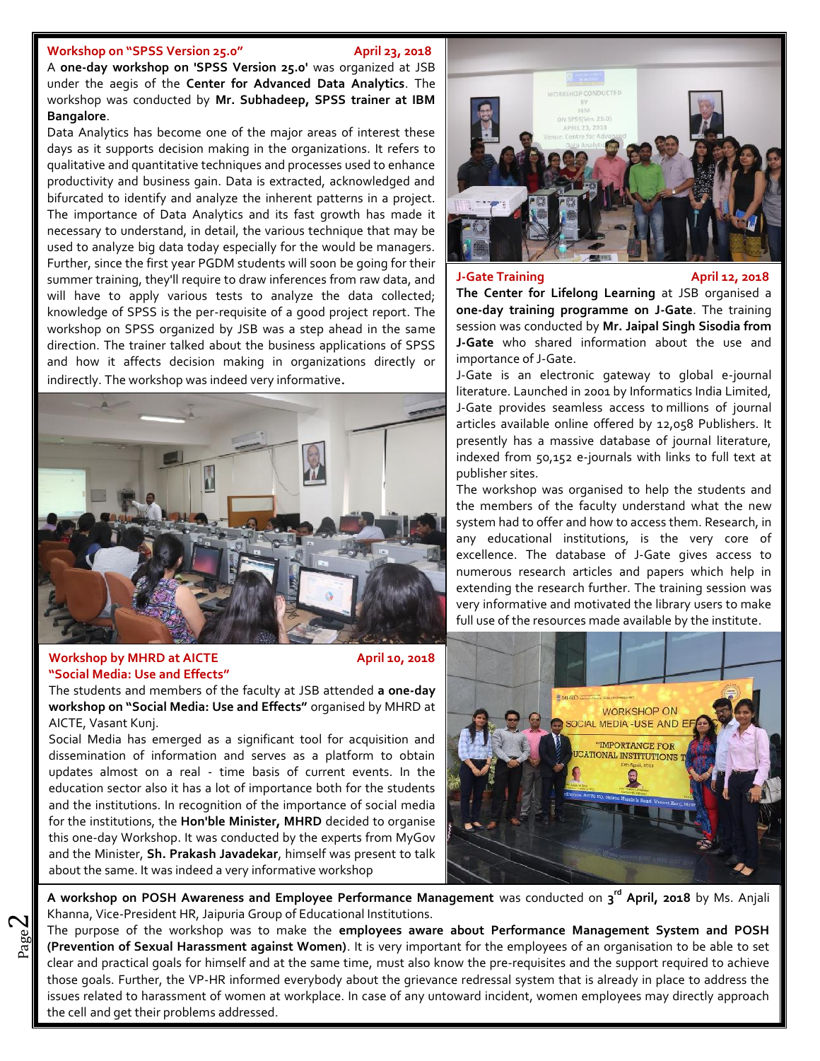### Workshop on "SPSS Version 25.0" — April 23, 2018

A **one-day workshop on 'SPSS Version 25.0'** was organized at JSB under the aegis of the **Center for Advanced Data Analytics**. The workshop was conducted by **Mr. Subhadeep, SPSS trainer at IBM Bangalore**.

Data Analytics has become one of the major areas of interest these days as it supports decision making in the organizations. It refers to qualitative and quantitative techniques and processes used to enhance productivity and business gain. Data is extracted, acknowledged and bifurcated to identify and analyze the inherent patterns in a project. The importance of Data Analytics and its fast growth has made it necessary to understand, in detail, the various technique that may be used to analyze big data today especially for the would be managers. Further, since the first year PGDM students will soon be going for their summer training, they'll require to draw inferences from raw data, and will have to apply various tests to analyze the data collected; knowledge of SPSS is the per-requisite of a good project report. The workshop on SPSS organized by JSB was a step ahead in the same direction. The trainer talked about the business applications of SPSS and how it affects decision making in organizations directly or indirectly. The workshop was indeed very informative.

### Workshop by MHRD at AICTE "Social Media: Use and Effects" — April 10, 2018

The students and members of the faculty at JSB attended **a one-day workshop on "Social Media: Use and Effects"** organised by MHRD at AICTE, Vasant Kunj.

Social Media has emerged as a significant tool for acquisition and dissemination of information and serves as a platform to obtain updates almost on a real - time basis of current events. In the education sector also it has a lot of importance both for the students and the institutions. In recognition of the importance of social media for the institutions, the **Hon'ble Minister, MHRD** decided to organise this one-day Workshop. It was conducted by the experts from MyGov and the Minister, **Sh. Prakash Javadekar**, himself was present to talk about the same. It was indeed a very informative workshop

### J-Gate Training — April 12, 2018

**The Center for Lifelong Learning** at JSB organised a **one-day training programme on J-Gate**. The training session was conducted by **Mr. Jaipal Singh Sisodia from J-Gate** who shared information about the use and importance of J-Gate.

J-Gate is an electronic gateway to global e-journal literature. Launched in 2001 by Informatics India Limited, J-Gate provides seamless access to millions of journal articles available online offered by 12,058 Publishers. It presently has a massive database of journal literature, indexed from 50,152 e-journals with links to full text at publisher sites.

The workshop was organised to help the students and the members of the faculty understand what the new system had to offer and how to access them. Research, in any educational institutions, is the very core of excellence. The database of J-Gate gives access to numerous research articles and papers which help in extending the research further. The training session was very informative and motivated the library users to make full use of the resources made available by the institute.

**A workshop on POSH Awareness and Employee Performance Management** was conducted on **3rd April, 2018** by Ms. Anjali Khanna, Vice-President HR, Jaipuria Group of Educational Institutions.

The purpose of the workshop was to make the **employees aware about Performance Management System and POSH (Prevention of Sexual Harassment against Women)**. It is very important for the employees of an organisation to be able to set clear and practical goals for himself and at the same time, must also know the pre-requisites and the support required to achieve those goals. Further, the VP-HR informed everybody about the grievance redressal system that is already in place to address the issues related to harassment of women at workplace. In case of any untoward incident, women employees may directly approach the cell and get their problems addressed.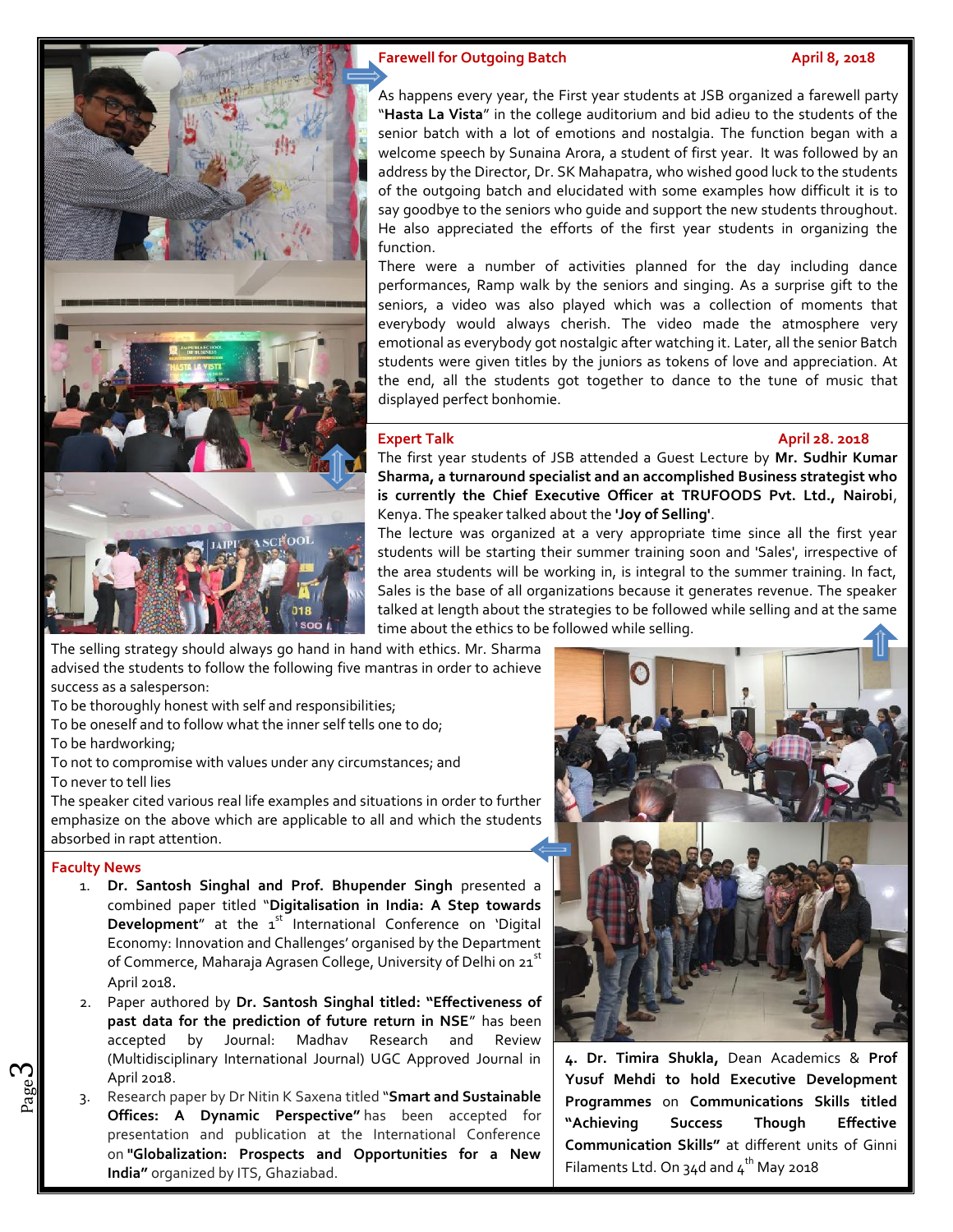## Farewell for Outgoing Batch

**April 8, 2018**

As happens every year, the First year students at JSB organized a farewell party "**Hasta La Vista**" in the college auditorium and bid adieu to the students of the senior batch with a lot of emotions and nostalgia. The function began with a welcome speech by Sunaina Arora, a student of first year. It was followed by an address by the Director, Dr. SK Mahapatra, who wished good luck to the students of the outgoing batch and elucidated with some examples how difficult it is to say goodbye to the seniors who guide and support the new students throughout. He also appreciated the efforts of the first year students in organizing the function.

There were a number of activities planned for the day including dance performances, Ramp walk by the seniors and singing. As a surprise gift to the seniors, a video was also played which was a collection of moments that everybody would always cherish. The video made the atmosphere very emotional as everybody got nostalgic after watching it. Later, all the senior Batch students were given titles by the juniors as tokens of love and appreciation. At the end, all the students got together to dance to the tune of music that displayed perfect bonhomie.

## Expert Talk

**April 28. 2018**

The first year students of JSB attended a Guest Lecture by **Mr. Sudhir Kumar Sharma, a turnaround specialist and an accomplished Business strategist who is currently the Chief Executive Officer at TRUFOODS Pvt. Ltd., Nairobi**, Kenya. The speaker talked about the **'Joy of Selling'**.

The lecture was organized at a very appropriate time since all the first year students will be starting their summer training soon and 'Sales', irrespective of the area students will be working in, is integral to the summer training. In fact, Sales is the base of all organizations because it generates revenue. The speaker talked at length about the strategies to be followed while selling and at the same time about the ethics to be followed while selling.

The selling strategy should always go hand in hand with ethics. Mr. Sharma advised the students to follow the following five mantras in order to achieve success as a salesperson:

To be thoroughly honest with self and responsibilities;

To be oneself and to follow what the inner self tells one to do;

To be hardworking;

To not to compromise with values under any circumstances; and

To never to tell lies

The speaker cited various real life examples and situations in order to further emphasize on the above which are applicable to all and which the students absorbed in rapt attention.

## Faculty News

1. **Dr. Santosh Singhal and Prof. Bhupender Singh** presented a combined paper titled "**Digitalisation in India: A Step towards Development**" at the 1st International Conference on 'Digital Economy: Innovation and Challenges' organised by the Department of Commerce, Maharaja Agrasen College, University of Delhi on 21st April 2018.
2. Paper authored by **Dr. Santosh Singhal titled: "Effectiveness of past data for the prediction of future return in NSE**" has been accepted by Journal: Madhav Research and Review (Multidisciplinary International Journal) UGC Approved Journal in April 2018.
3. Research paper by Dr Nitin K Saxena titled "**Smart and Sustainable Offices: A Dynamic Perspective"** has been accepted for presentation and publication at the International Conference on **"Globalization: Prospects and Opportunities for a New India"** organized by ITS, Ghaziabad.
4. **Dr. Timira Shukla,** Dean Academics & **Prof Yusuf Mehdi to hold Executive Development Programmes** on **Communications Skills titled "Achieving Success Though Effective Communication Skills"** at different units of Ginni Filaments Ltd. On 34d and 4th May 2018